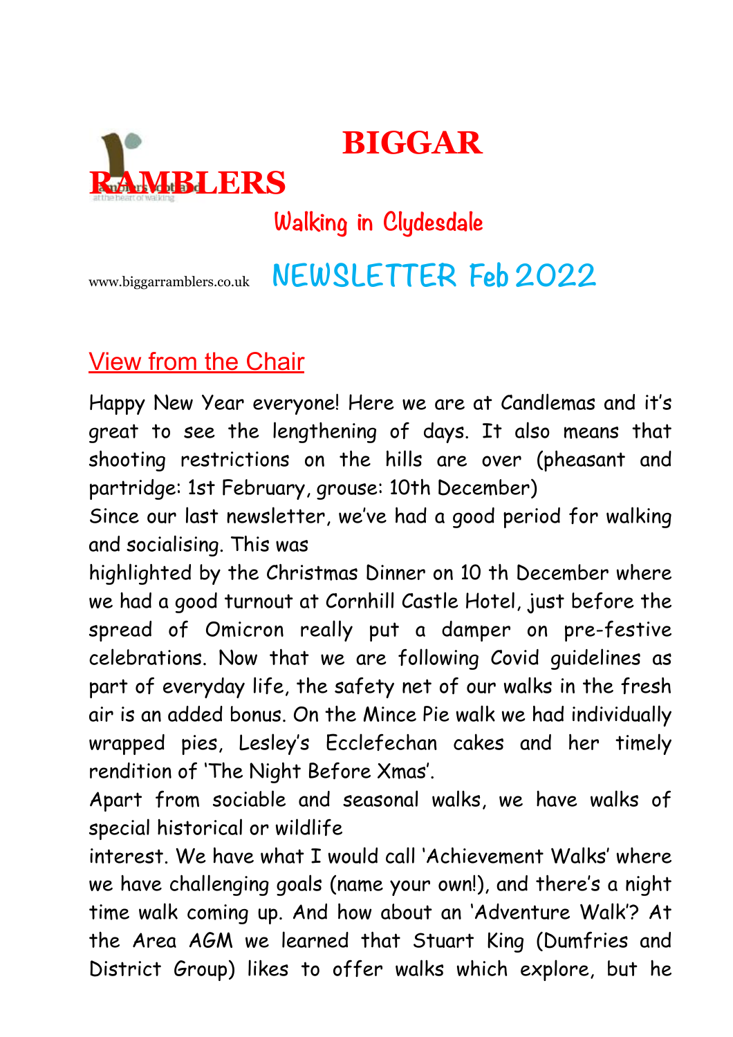# BIGGAR RAMBLERS

## Walking in Clydesdale

www.biggarramblers.co.uk

## NEWSLETTER Feb 2022

## View from the Chair

Happy New Year everyone! Here we are at Candlemas and it's great to see the lengthening of days. It also means that shooting restrictions on the hills are over (pheasant and partridge: 1st February, grouse: 10th December)

Since our last newsletter, we've had a good period for walking and socialising. This was highlighted by the Christmas Dinner on 10 th December where we had a good turnout at Cornhill Castle Hotel, just before the spread of Omicron really put a damper on pre-festive celebrations. Now that we are following Covid guidelines as part of everyday life, the safety net of our walks in the fresh air is an added bonus. On the Mince Pie walk we had individually wrapped pies, Lesley's Ecclefechan cakes and her timely rendition of 'The Night Before Xmas'.

Apart from sociable and seasonal walks, we have walks of special historical or wildlife interest. We have what I would call 'Achievement Walks' where we have challenging goals (name your own!), and there's a night time walk coming up. And how about an 'Adventure Walk'? At the Area AGM we learned that Stuart King (Dumfries and District Group) likes to offer walks which explore, but he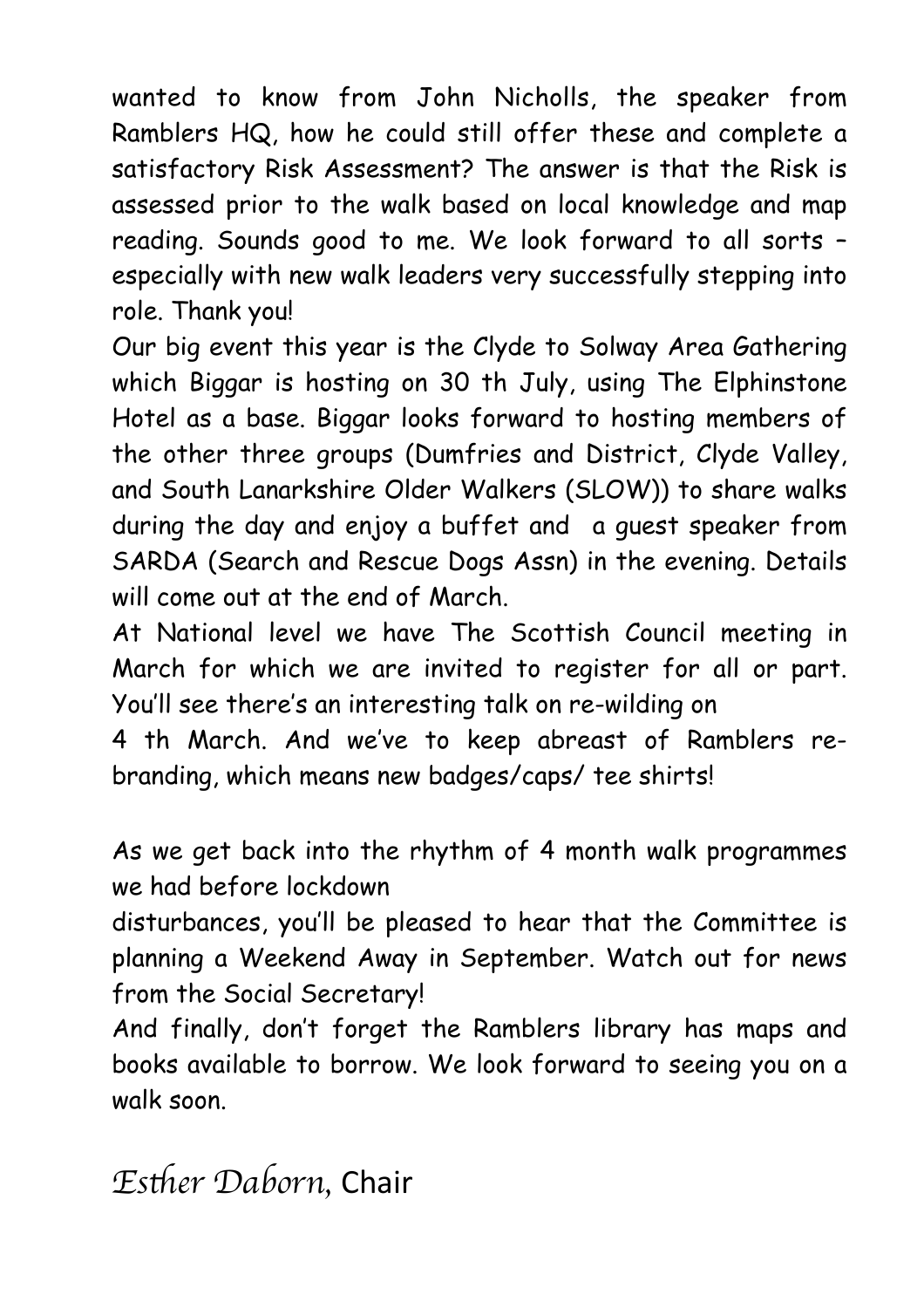wanted to know from John Nicholls, the speaker from Ramblers HQ, how he could still offer these and complete a satisfactory Risk Assessment? The answer is that the Risk is assessed prior to the walk based on local knowledge and map reading. Sounds good to me. We look forward to all sorts – especially with new walk leaders very successfully stepping into role. Thank you!

Our big event this year is the Clyde to Solway Area Gathering which Biggar is hosting on 30 th July, using The Elphinstone Hotel as a base. Biggar looks forward to hosting members of the other three groups (Dumfries and District, Clyde Valley, and South Lanarkshire Older Walkers (SLOW)) to share walks during the day and enjoy a buffet and a guest speaker from SARDA (Search and Rescue Dogs Assn) in the evening. Details will come out at the end of March.

At National level we have The Scottish Council meeting in March for which we are invited to register for all or part. You'll see there's an interesting talk on re-wilding on 4 th March. And we've to keep abreast of Ramblers re-branding, which means new badges/caps/ tee shirts!

As we get back into the rhythm of 4 month walk programmes we had before lockdown disturbances, you'll be pleased to hear that the Committee is planning a Weekend Away in September. Watch out for news from the Social Secretary!

And finally, don't forget the Ramblers library has maps and books available to borrow. We look forward to seeing you on a walk soon.

*Esther Daborn*, Chair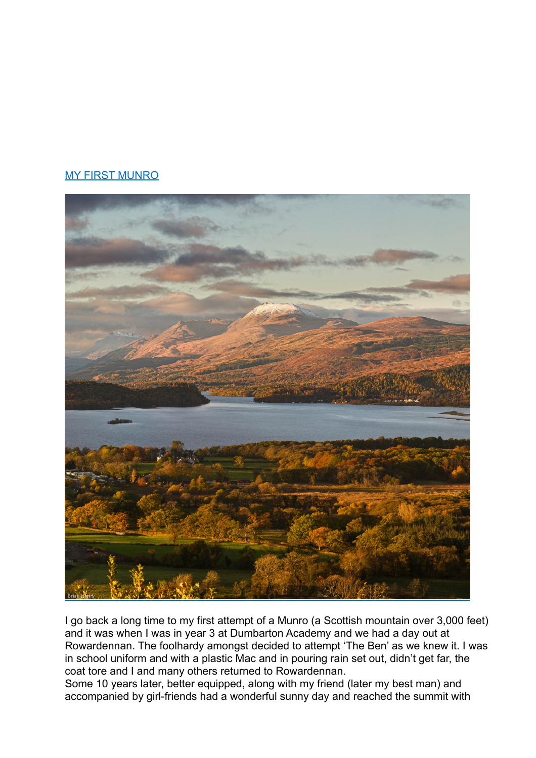[MY FIRST MUNRO]

I go back a long time to my first attempt of a Munro (a Scottish mountain over 3,000 feet) and it was when I was in year 3 at Dumbarton Academy and we had a day out at Rowardennan. The foolhardy amongst decided to attempt 'The Ben' as we knew it. I was in school uniform and with a plastic Mac and in pouring rain set out, didn't get far, the coat tore and I and many others returned to Rowardennan.

Some 10 years later, better equipped, along with my friend (later my best man) and accompanied by girl-friends had a wonderful sunny day and reached the summit with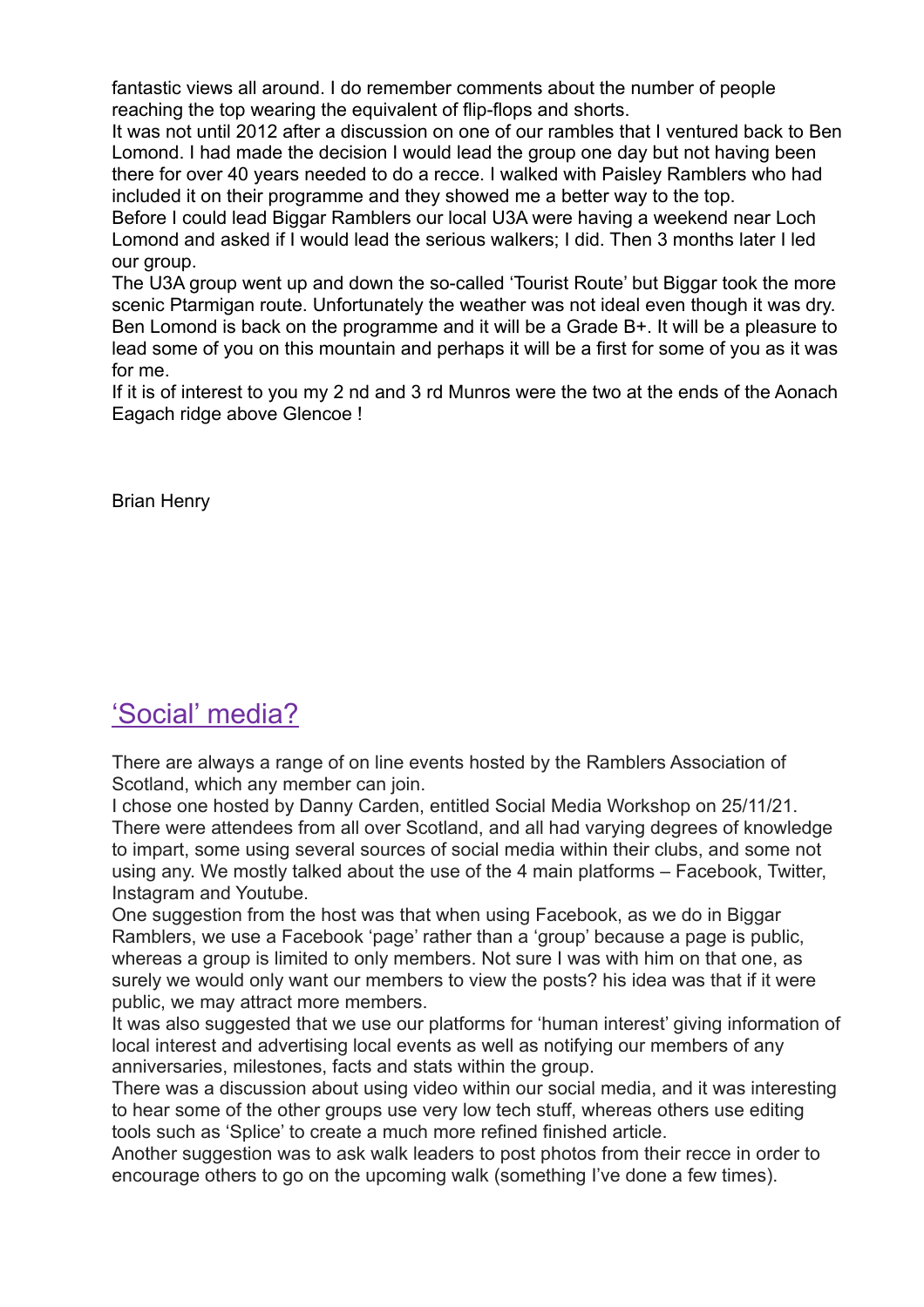fantastic views all around. I do remember comments about the number of people reaching the top wearing the equivalent of flip-flops and shorts.
It was not until 2012 after a discussion on one of our rambles that I ventured back to Ben Lomond. I had made the decision I would lead the group one day but not having been there for over 40 years needed to do a recce. I walked with Paisley Ramblers who had included it on their programme and they showed me a better way to the top.
Before I could lead Biggar Ramblers our local U3A were having a weekend near Loch Lomond and asked if I would lead the serious walkers; I did. Then 3 months later I led our group.
The U3A group went up and down the so-called 'Tourist Route' but Biggar took the more scenic Ptarmigan route. Unfortunately the weather was not ideal even though it was dry.
Ben Lomond is back on the programme and it will be a Grade B+. It will be a pleasure to lead some of you on this mountain and perhaps it will be a first for some of you as it was for me.
If it is of interest to you my 2 nd and 3 rd Munros were the two at the ends of the Aonach Eagach ridge above Glencoe !

Brian Henry

## 'Social' media?

There are always a range of on line events hosted by the Ramblers Association of Scotland, which any member can join.
I chose one hosted by Danny Carden, entitled Social Media Workshop on 25/11/21. There were attendees from all over Scotland, and all had varying degrees of knowledge to impart, some using several sources of social media within their clubs, and some not using any. We mostly talked about the use of the 4 main platforms – Facebook, Twitter, Instagram and Youtube.
One suggestion from the host was that when using Facebook, as we do in Biggar Ramblers, we use a Facebook 'page' rather than a 'group' because a page is public, whereas a group is limited to only members. Not sure I was with him on that one, as surely we would only want our members to view the posts? his idea was that if it were public, we may attract more members.
It was also suggested that we use our platforms for 'human interest' giving information of local interest and advertising local events as well as notifying our members of any anniversaries, milestones, facts and stats within the group.
There was a discussion about using video within our social media, and it was interesting to hear some of the other groups use very low tech stuff, whereas others use editing tools such as 'Splice' to create a much more refined finished article.
Another suggestion was to ask walk leaders to post photos from their recce in order to encourage others to go on the upcoming walk (something I've done a few times).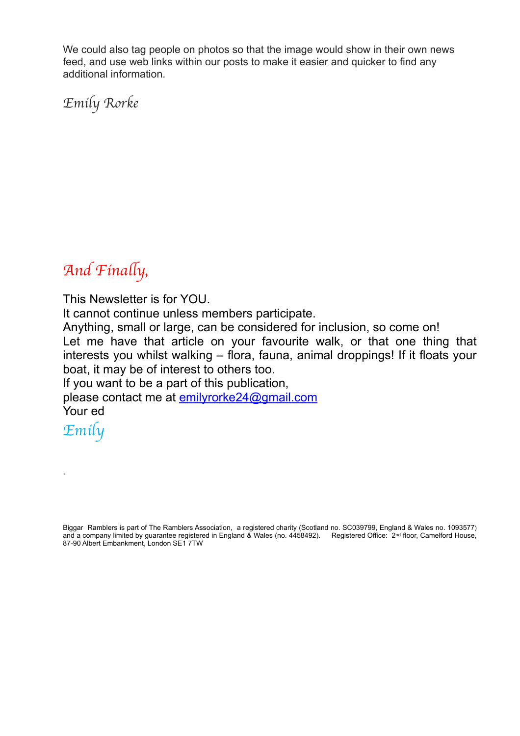We could also tag people on photos so that the image would show in their own news feed, and use web links within our posts to make it easier and quicker to find any additional information.

*Emily Rorke*

## *And Finally,*

This Newsletter is for YOU.
It cannot continue unless members participate.
Anything, small or large, can be considered for inclusion, so come on!
Let me have that article on your favourite walk, or that one thing that interests you whilst walking – flora, fauna, animal droppings! If it floats your boat, it may be of interest to others too.
If you want to be a part of this publication,
please contact me at emilyrorke24@gmail.com
Your ed

*Emily*

.

Biggar Ramblers is part of The Ramblers Association, a registered charity (Scotland no. SC039799, England & Wales no. 1093577) and a company limited by guarantee registered in England & Wales (no. 4458492). Registered Office: 2nd floor, Camelford House, 87-90 Albert Embankment, London SE1 7TW